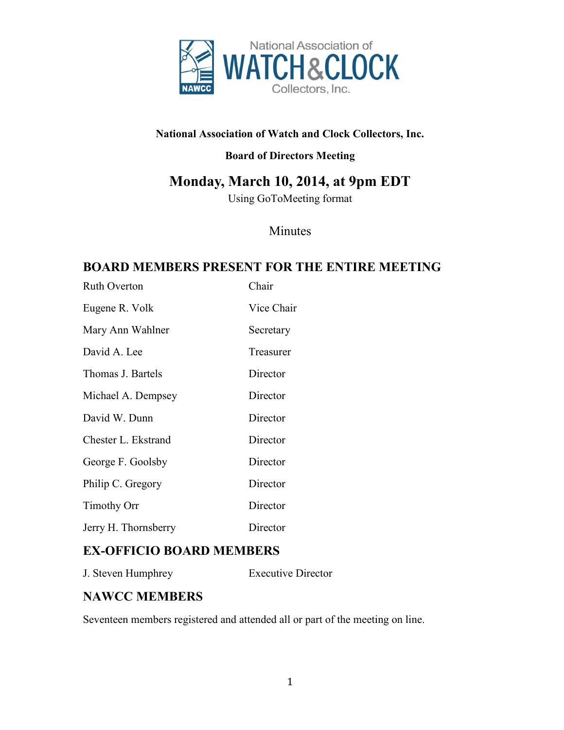**National Association of Watch and Clock Collectors, Inc.**

**Board of Directors Meeting**

# Monday, March 10, 2014, at 9pm EDT

Using GoToMeeting format

Minutes

## BOARD MEMBERS PRESENT FOR THE ENTIRE MEETING

| | |
|---|---|
| Ruth Overton | Chair |
| Eugene R. Volk | Vice Chair |
| Mary Ann Wahlner | Secretary |
| David A. Lee | Treasurer |
| Thomas J. Bartels | Director |
| Michael A. Dempsey | Director |
| David W. Dunn | Director |
| Chester L. Ekstrand | Director |
| George F. Goolsby | Director |
| Philip C. Gregory | Director |
| Timothy Orr | Director |
| Jerry H. Thornsberry | Director |

## EX-OFFICIO BOARD MEMBERS

| | |
|---|---|
| J. Steven Humphrey | Executive Director |

## NAWCC MEMBERS

Seventeen members registered and attended all or part of the meeting on line.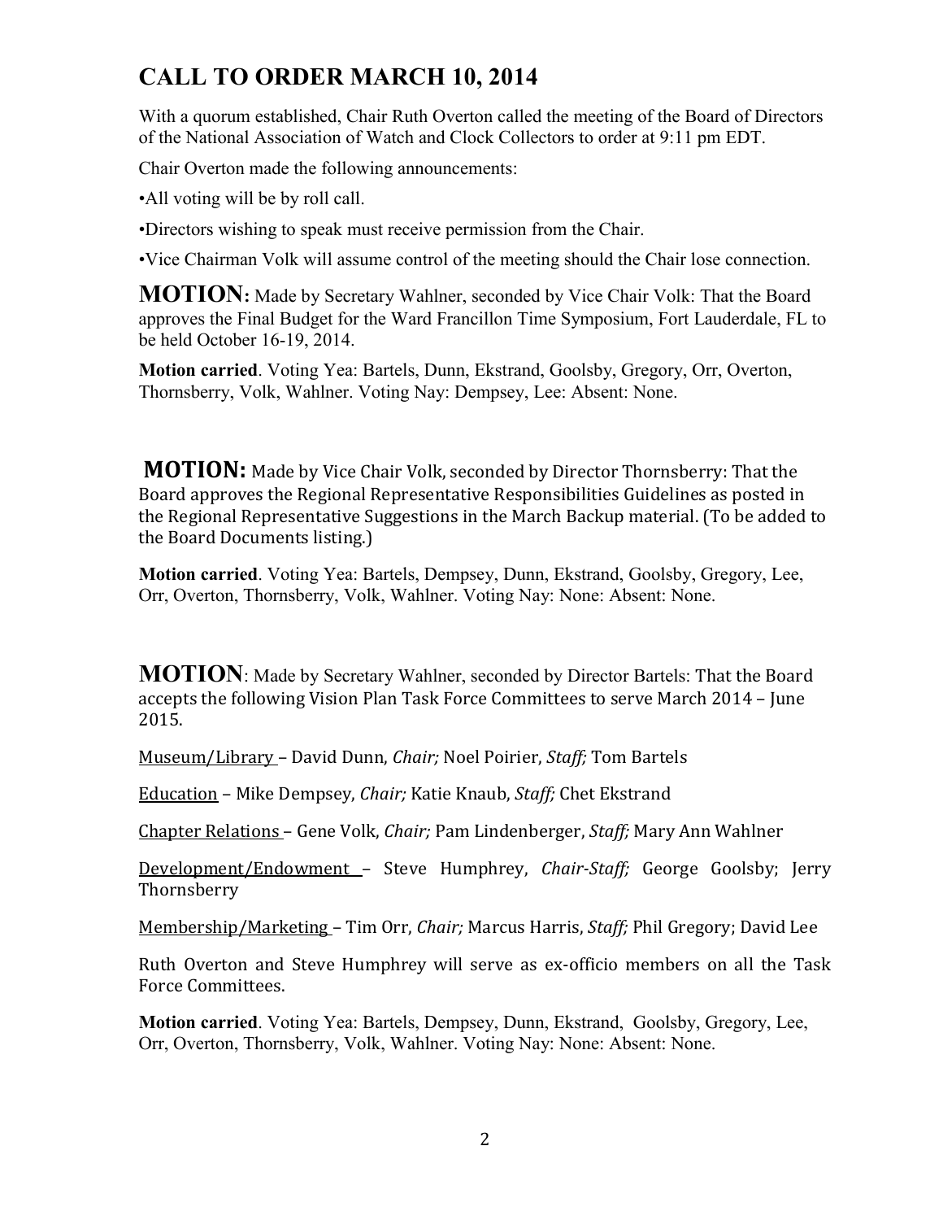# CALL TO ORDER MARCH 10, 2014

With a quorum established, Chair Ruth Overton called the meeting of the Board of Directors of the National Association of Watch and Clock Collectors to order at 9:11 pm EDT.

Chair Overton made the following announcements:

•All voting will be by roll call.

•Directors wishing to speak must receive permission from the Chair.

•Vice Chairman Volk will assume control of the meeting should the Chair lose connection.

**MOTION:** Made by Secretary Wahlner, seconded by Vice Chair Volk: That the Board approves the Final Budget for the Ward Francillon Time Symposium, Fort Lauderdale, FL to be held October 16-19, 2014.

**Motion carried**. Voting Yea: Bartels, Dunn, Ekstrand, Goolsby, Gregory, Orr, Overton, Thornsberry, Volk, Wahlner. Voting Nay: Dempsey, Lee: Absent: None.

**MOTION:** Made by Vice Chair Volk, seconded by Director Thornsberry: That the Board approves the Regional Representative Responsibilities Guidelines as posted in the Regional Representative Suggestions in the March Backup material. (To be added to the Board Documents listing.)

**Motion carried**. Voting Yea: Bartels, Dempsey, Dunn, Ekstrand, Goolsby, Gregory, Lee, Orr, Overton, Thornsberry, Volk, Wahlner. Voting Nay: None: Absent: None.

**MOTION**: Made by Secretary Wahlner, seconded by Director Bartels: That the Board accepts the following Vision Plan Task Force Committees to serve March 2014 – June 2015.

Museum/Library – David Dunn, *Chair;* Noel Poirier, *Staff;* Tom Bartels

Education – Mike Dempsey, *Chair;* Katie Knaub, *Staff;* Chet Ekstrand

Chapter Relations – Gene Volk, *Chair;* Pam Lindenberger, *Staff;* Mary Ann Wahlner

Development/Endowment – Steve Humphrey, *Chair-Staff;* George Goolsby; Jerry Thornsberry

Membership/Marketing – Tim Orr, *Chair;* Marcus Harris, *Staff;* Phil Gregory; David Lee

Ruth Overton and Steve Humphrey will serve as ex-officio members on all the Task Force Committees.

**Motion carried**. Voting Yea: Bartels, Dempsey, Dunn, Ekstrand, Goolsby, Gregory, Lee, Orr, Overton, Thornsberry, Volk, Wahlner. Voting Nay: None: Absent: None.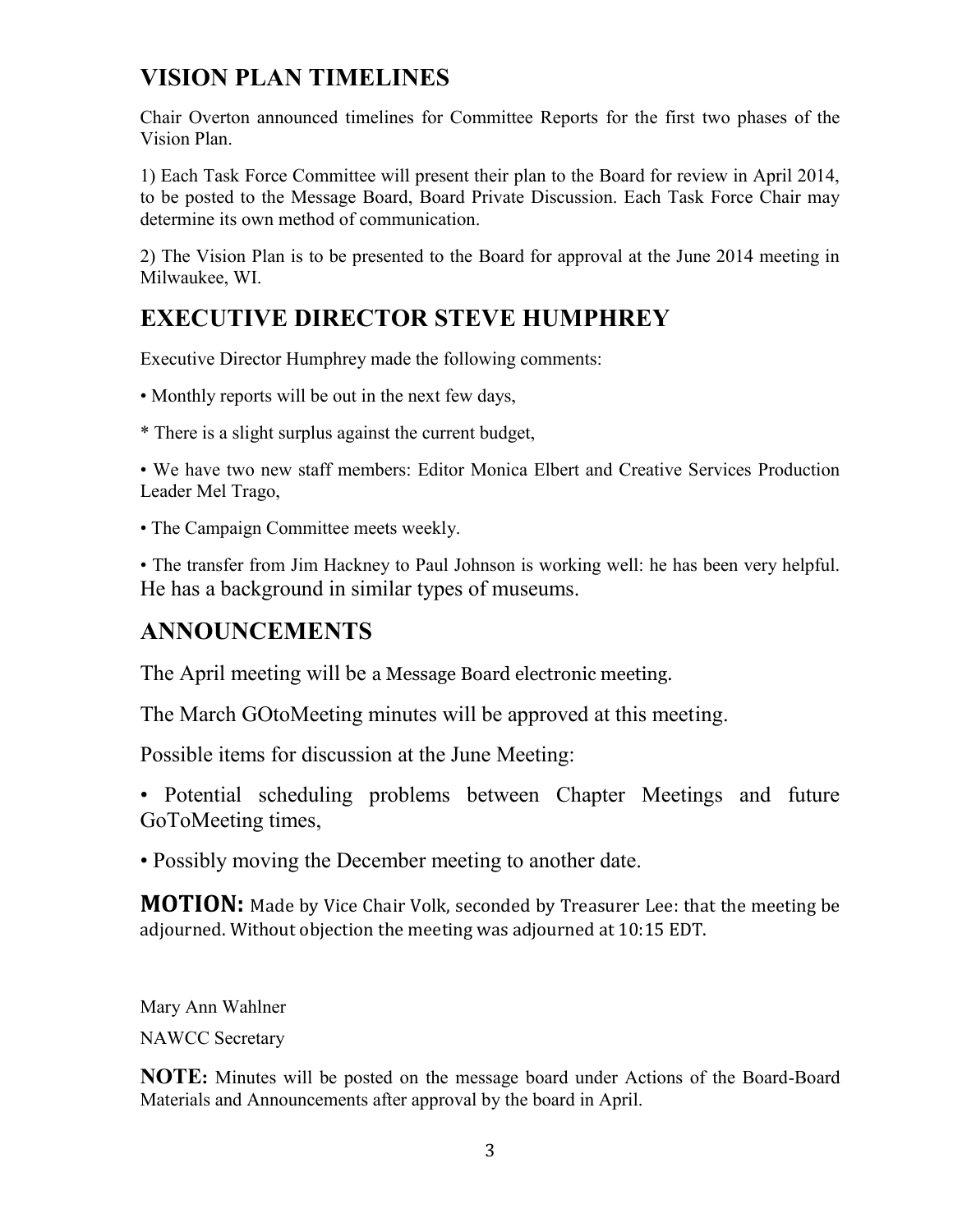## VISION PLAN TIMELINES

Chair Overton announced timelines for Committee Reports for the first two phases of the Vision Plan.

1) Each Task Force Committee will present their plan to the Board for review in April 2014, to be posted to the Message Board, Board Private Discussion. Each Task Force Chair may determine its own method of communication.

2) The Vision Plan is to be presented to the Board for approval at the June 2014 meeting in Milwaukee, WI.

## EXECUTIVE DIRECTOR STEVE HUMPHREY

Executive Director Humphrey made the following comments:

• Monthly reports will be out in the next few days,

* There is a slight surplus against the current budget,

• We have two new staff members: Editor Monica Elbert and Creative Services Production Leader Mel Trago,

• The Campaign Committee meets weekly.

• The transfer from Jim Hackney to Paul Johnson is working well: he has been very helpful. He has a background in similar types of museums.

## ANNOUNCEMENTS

The April meeting will be a Message Board electronic meeting.

The March GOtoMeeting minutes will be approved at this meeting.

Possible items for discussion at the June Meeting:

• Potential scheduling problems between Chapter Meetings and future GoToMeeting times,

• Possibly moving the December meeting to another date.

**MOTION:** Made by Vice Chair Volk, seconded by Treasurer Lee: that the meeting be adjourned. Without objection the meeting was adjourned at 10:15 EDT.

Mary Ann Wahlner

NAWCC Secretary

**NOTE:** Minutes will be posted on the message board under Actions of the Board-Board Materials and Announcements after approval by the board in April.